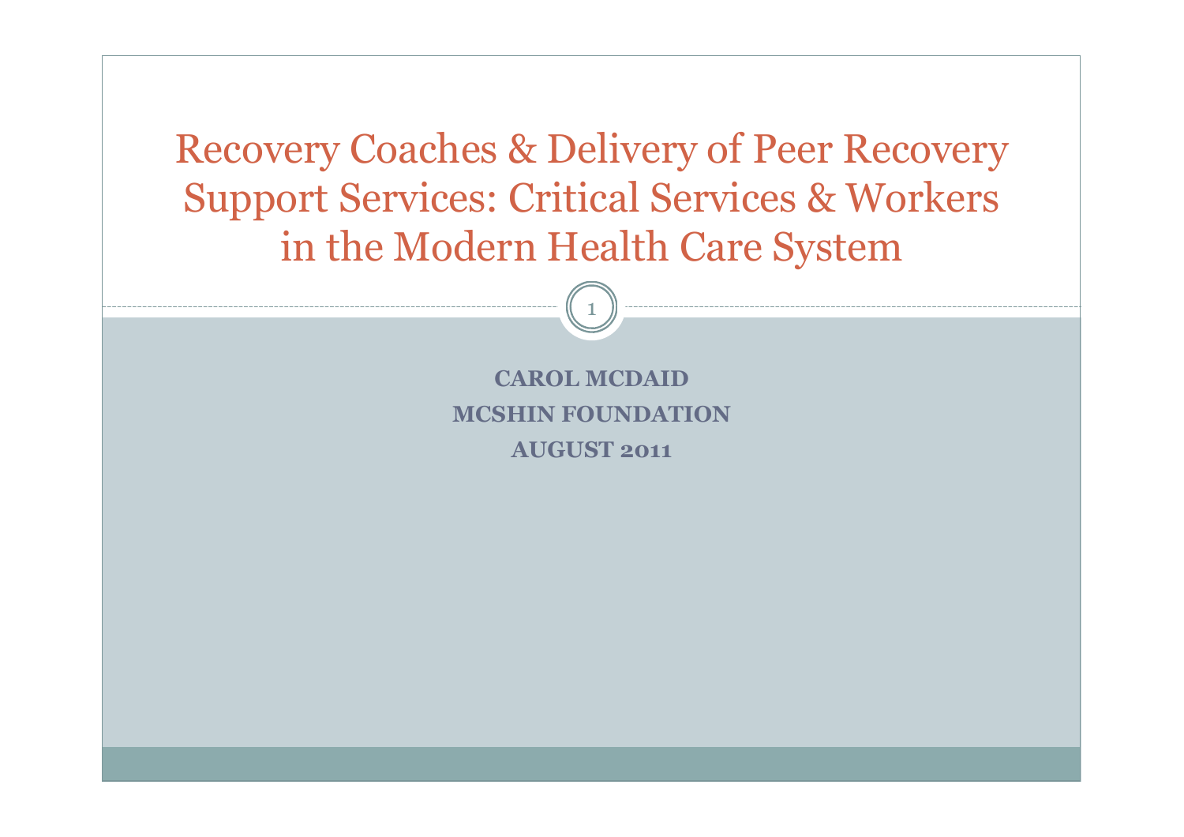# Recovery Coaches & Delivery of Peer Recovery Support Services: Critical Services & Workers in the Modern Health Care System

**CAROL MCDAID**

**MCSHIN FOUNDATION**

**AUGUST 2011**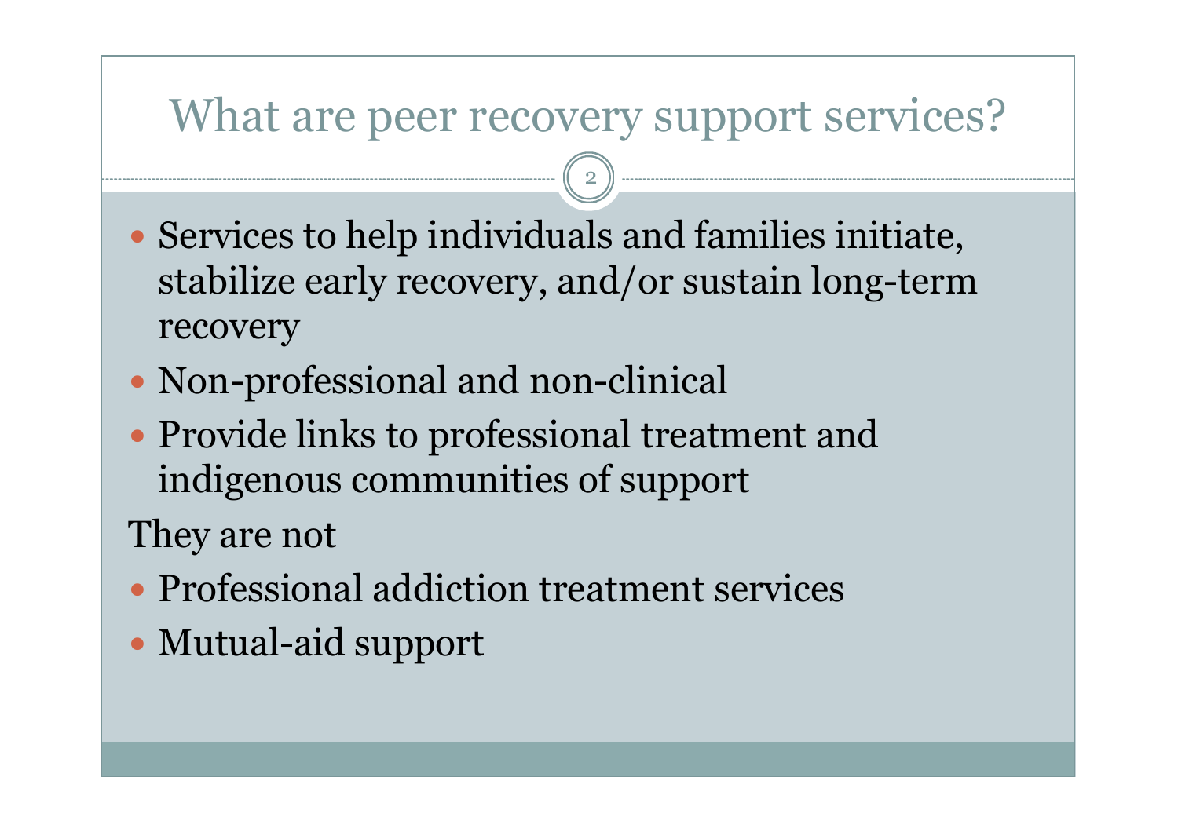# What are peer recovery support services?

- Services to help individuals and families initiate, stabilize early recovery, and/or sustain long-term recovery
- Non-professional and non-clinical
- Provide links to professional treatment and indigenous communities of support

They are not

- Professional addiction treatment services
- Mutual-aid support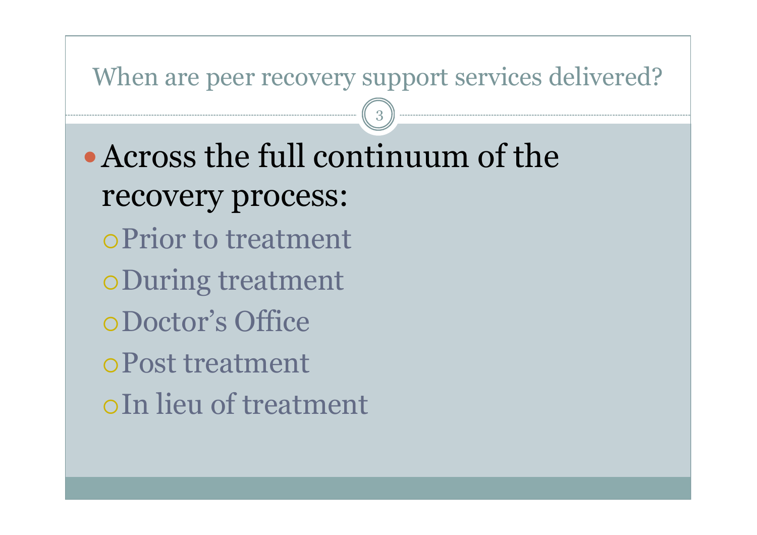## When are peer recovery support services delivered?

- Across the full continuum of the recovery process:
  - Prior to treatment
  - During treatment
  - Doctor's Office
  - Post treatment
  - In lieu of treatment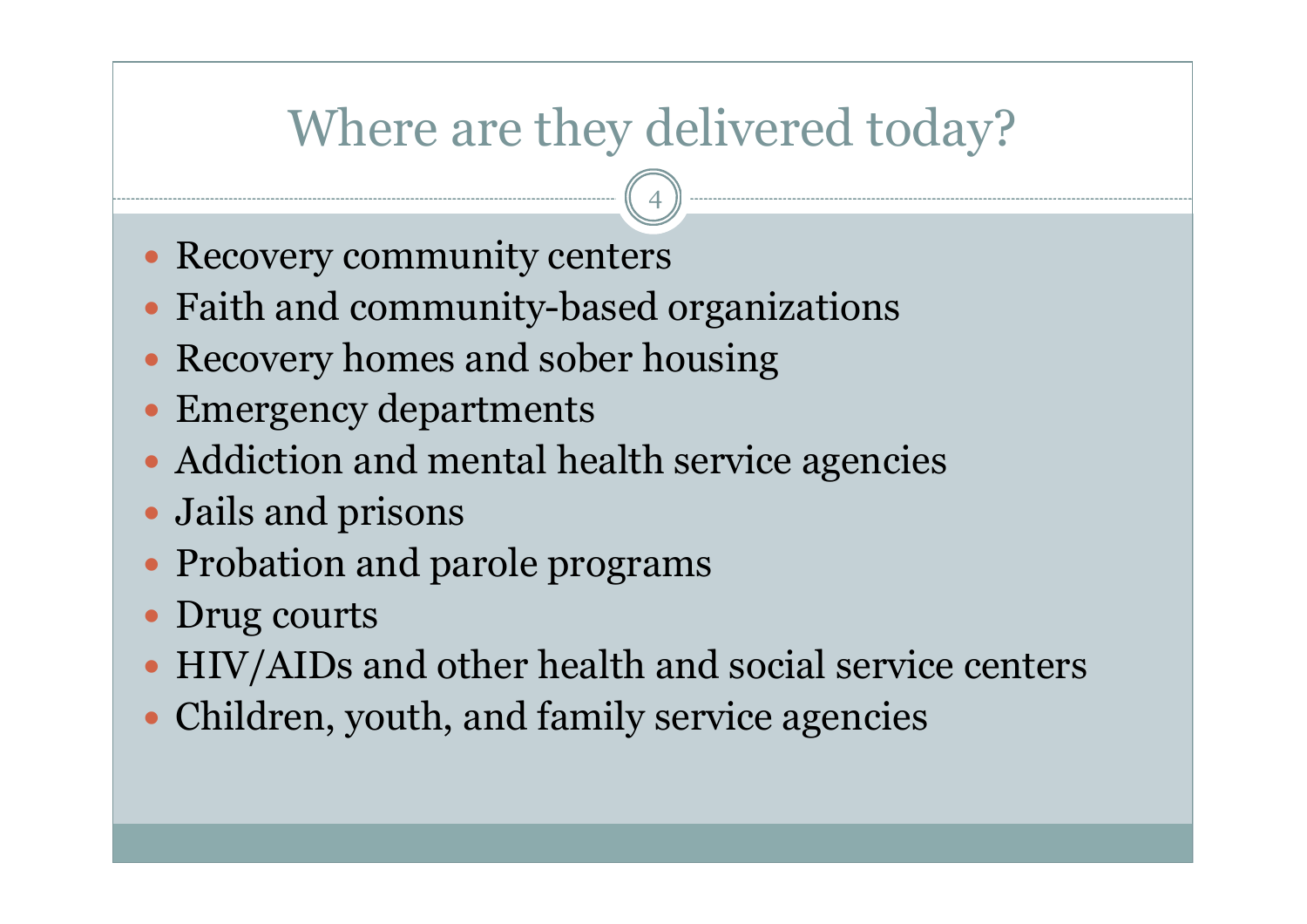# Where are they delivered today?

- Recovery community centers
- Faith and community-based organizations
- Recovery homes and sober housing
- Emergency departments
- Addiction and mental health service agencies
- Jails and prisons
- Probation and parole programs
- Drug courts
- HIV/AIDs and other health and social service centers
- Children, youth, and family service agencies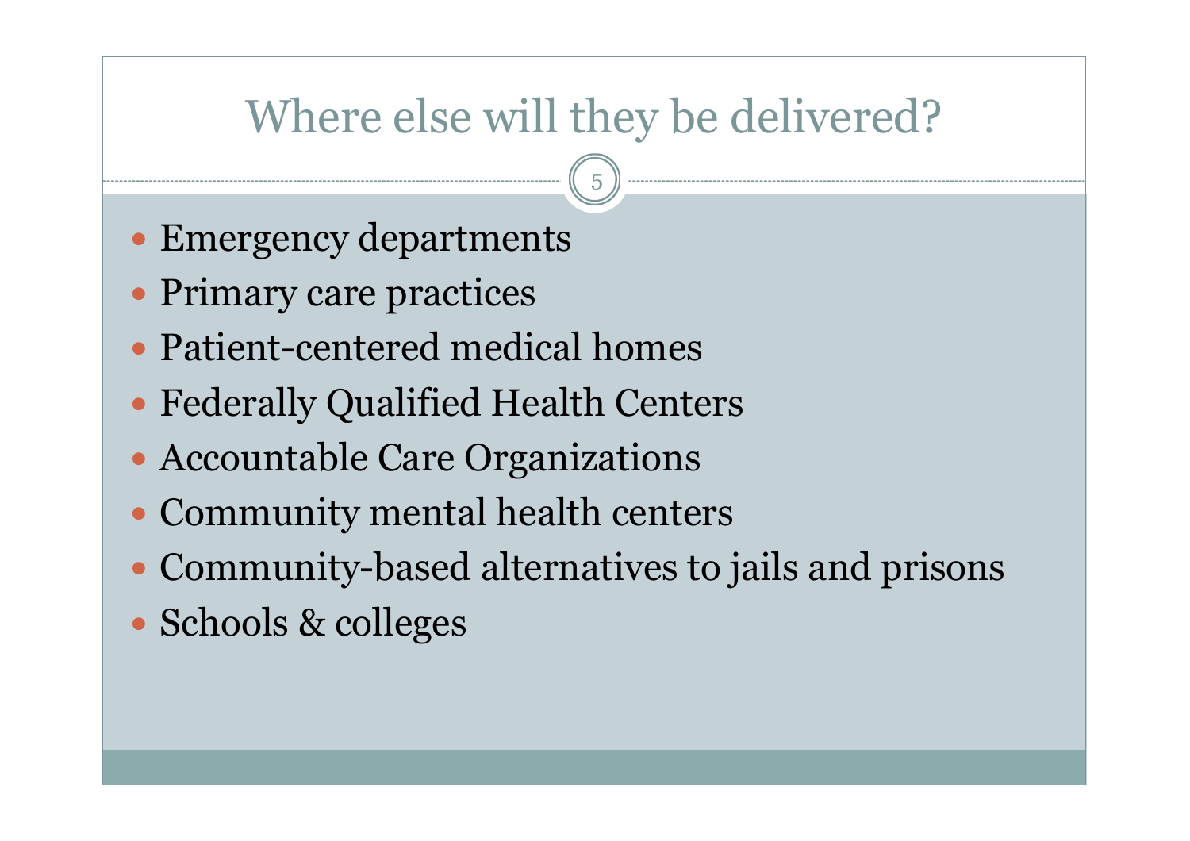# Where else will they be delivered?

- Emergency departments
- Primary care practices
- Patient-centered medical homes
- Federally Qualified Health Centers
- Accountable Care Organizations
- Community mental health centers
- Community-based alternatives to jails and prisons
- Schools & colleges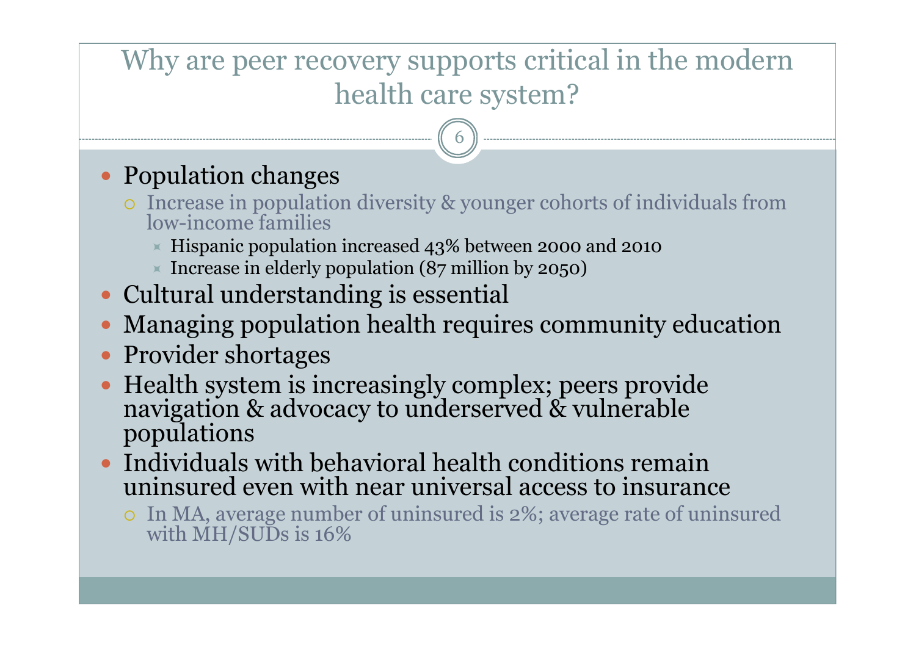# Why are peer recovery supports critical in the modern health care system?

- Population changes
  - Increase in population diversity & younger cohorts of individuals from low-income families
    - Hispanic population increased 43% between 2000 and 2010
    - Increase in elderly population (87 million by 2050)
- Cultural understanding is essential
- Managing population health requires community education
- Provider shortages
- Health system is increasingly complex; peers provide navigation & advocacy to underserved & vulnerable populations
- Individuals with behavioral health conditions remain uninsured even with near universal access to insurance
  - In MA, average number of uninsured is 2%; average rate of uninsured with MH/SUDs is 16%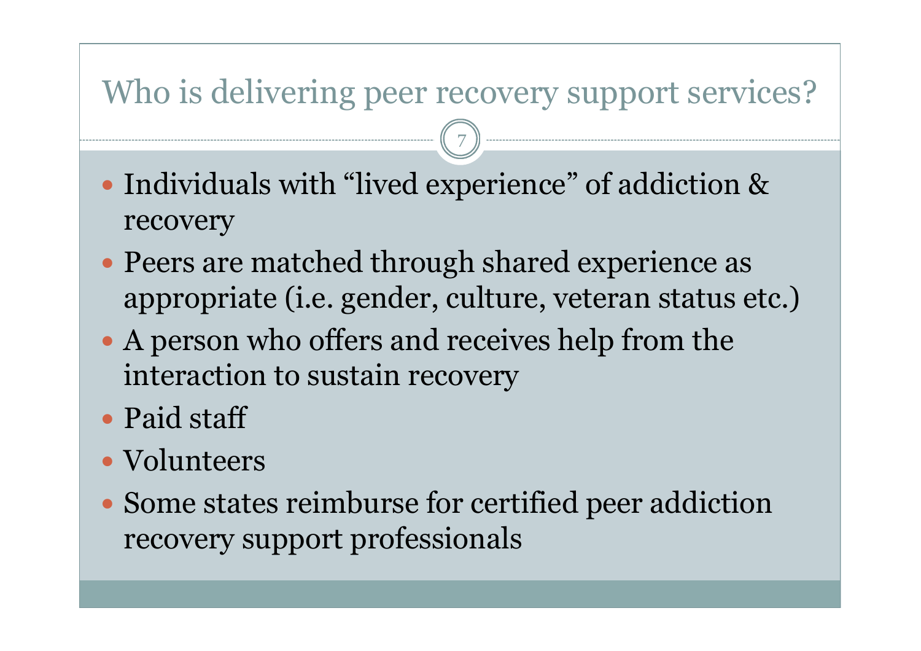# Who is delivering peer recovery support services?

- Individuals with "lived experience" of addiction & recovery
- Peers are matched through shared experience as appropriate (i.e. gender, culture, veteran status etc.)
- A person who offers and receives help from the interaction to sustain recovery
- Paid staff
- Volunteers
- Some states reimburse for certified peer addiction recovery support professionals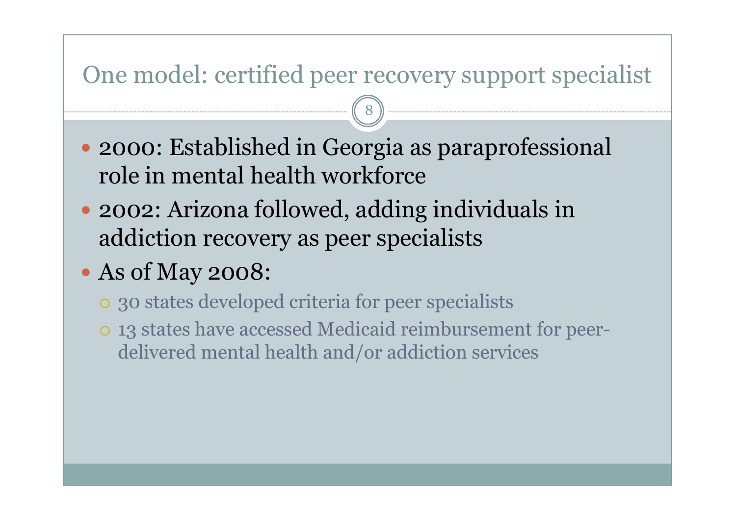# One model: certified peer recovery support specialist

- 2000: Established in Georgia as paraprofessional role in mental health workforce
- 2002: Arizona followed, adding individuals in addiction recovery as peer specialists
- As of May 2008:
  - 30 states developed criteria for peer specialists
  - 13 states have accessed Medicaid reimbursement for peer-delivered mental health and/or addiction services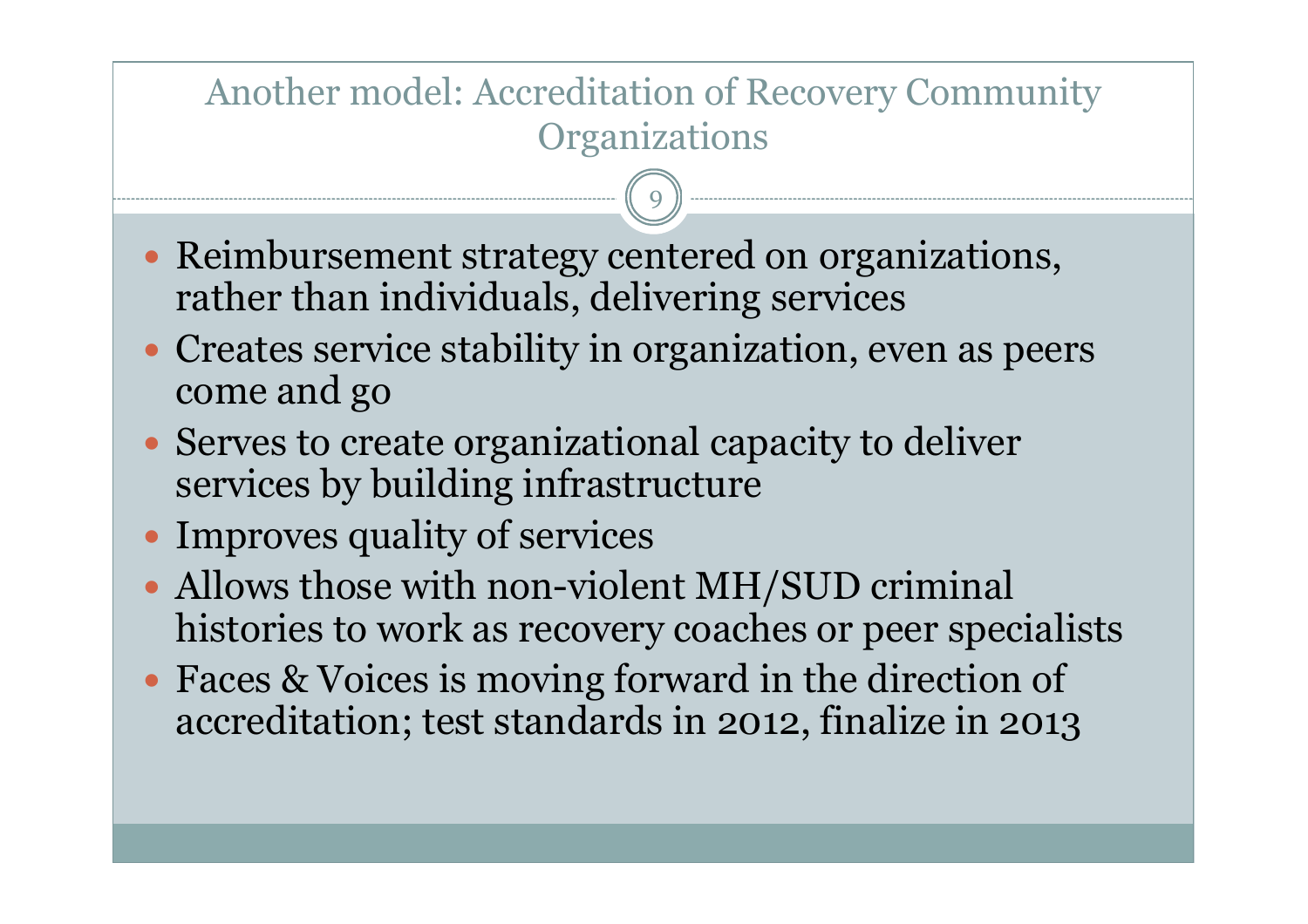# Another model: Accreditation of Recovery Community Organizations

- Reimbursement strategy centered on organizations, rather than individuals, delivering services
- Creates service stability in organization, even as peers come and go
- Serves to create organizational capacity to deliver services by building infrastructure
- Improves quality of services
- Allows those with non-violent MH/SUD criminal histories to work as recovery coaches or peer specialists
- Faces & Voices is moving forward in the direction of accreditation; test standards in 2012, finalize in 2013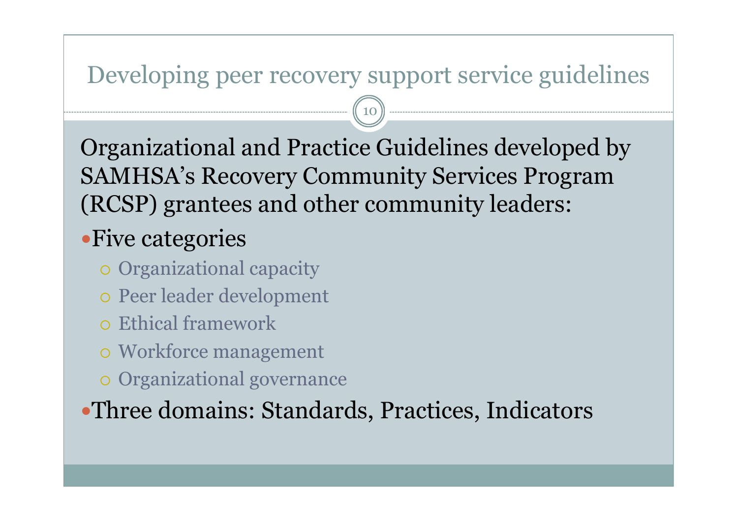# Developing peer recovery support service guidelines

Organizational and Practice Guidelines developed by SAMHSA's Recovery Community Services Program (RCSP) grantees and other community leaders:

- Five categories
  - Organizational capacity
  - Peer leader development
  - Ethical framework
  - Workforce management
  - Organizational governance
- Three domains: Standards, Practices, Indicators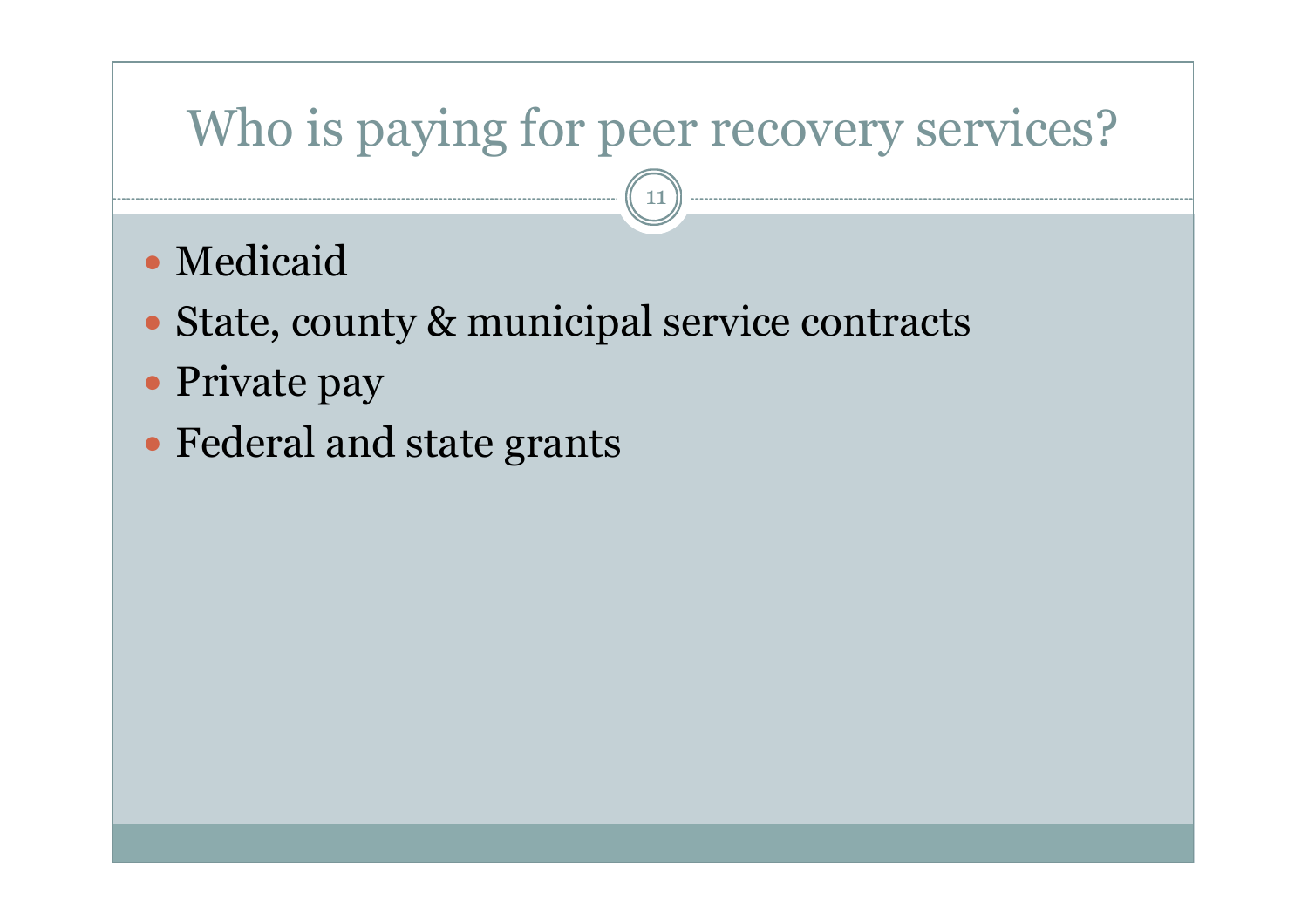# Who is paying for peer recovery services?

- Medicaid
- State, county & municipal service contracts
- Private pay
- Federal and state grants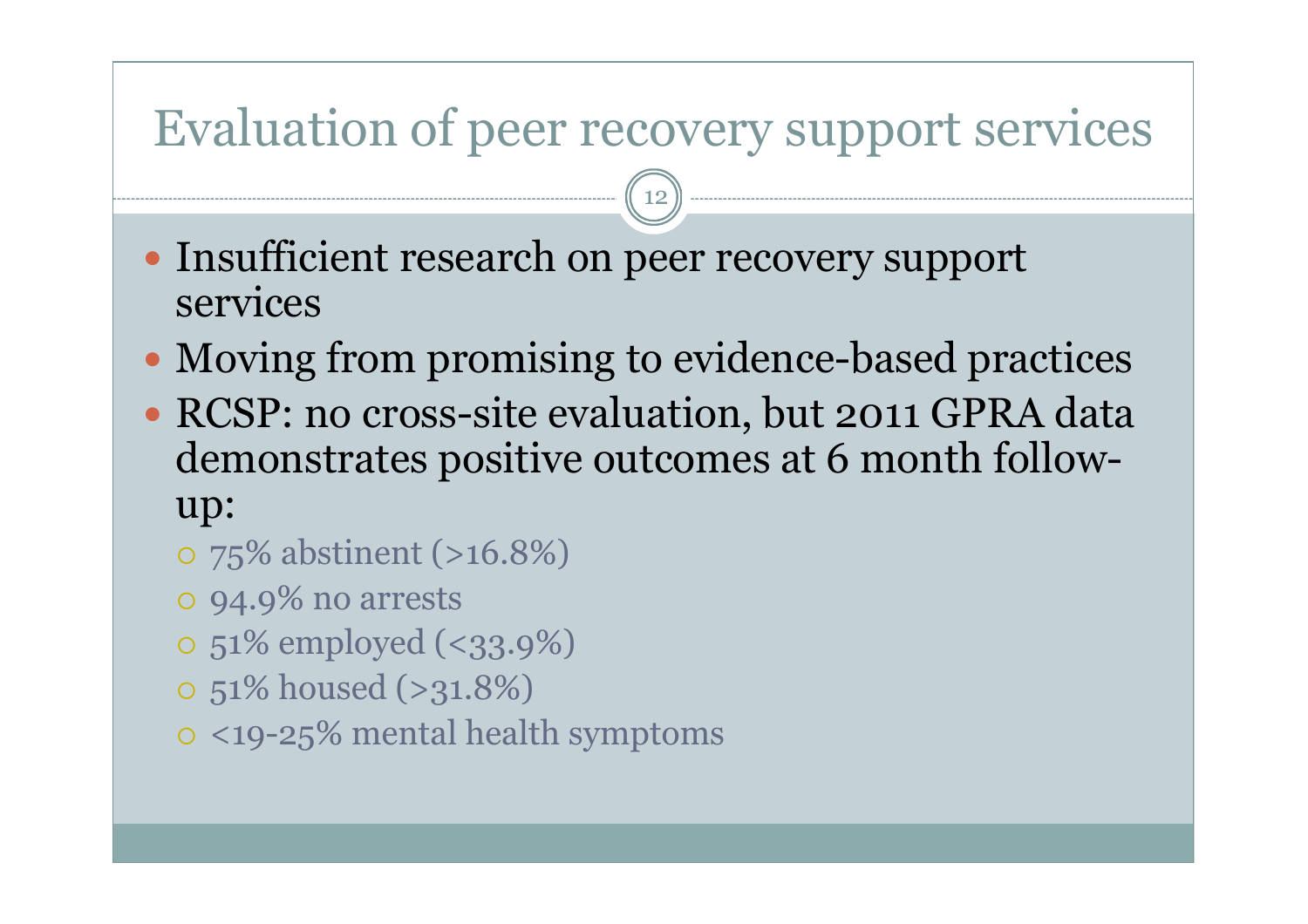# Evaluation of peer recovery support services

- Insufficient research on peer recovery support services
- Moving from promising to evidence-based practices
- RCSP: no cross-site evaluation, but 2011 GPRA data demonstrates positive outcomes at 6 month follow-up:
  - 75% abstinent (>16.8%)
  - 94.9% no arrests
  - 51% employed (<33.9%)
  - 51% housed (>31.8%)
  - <19-25% mental health symptoms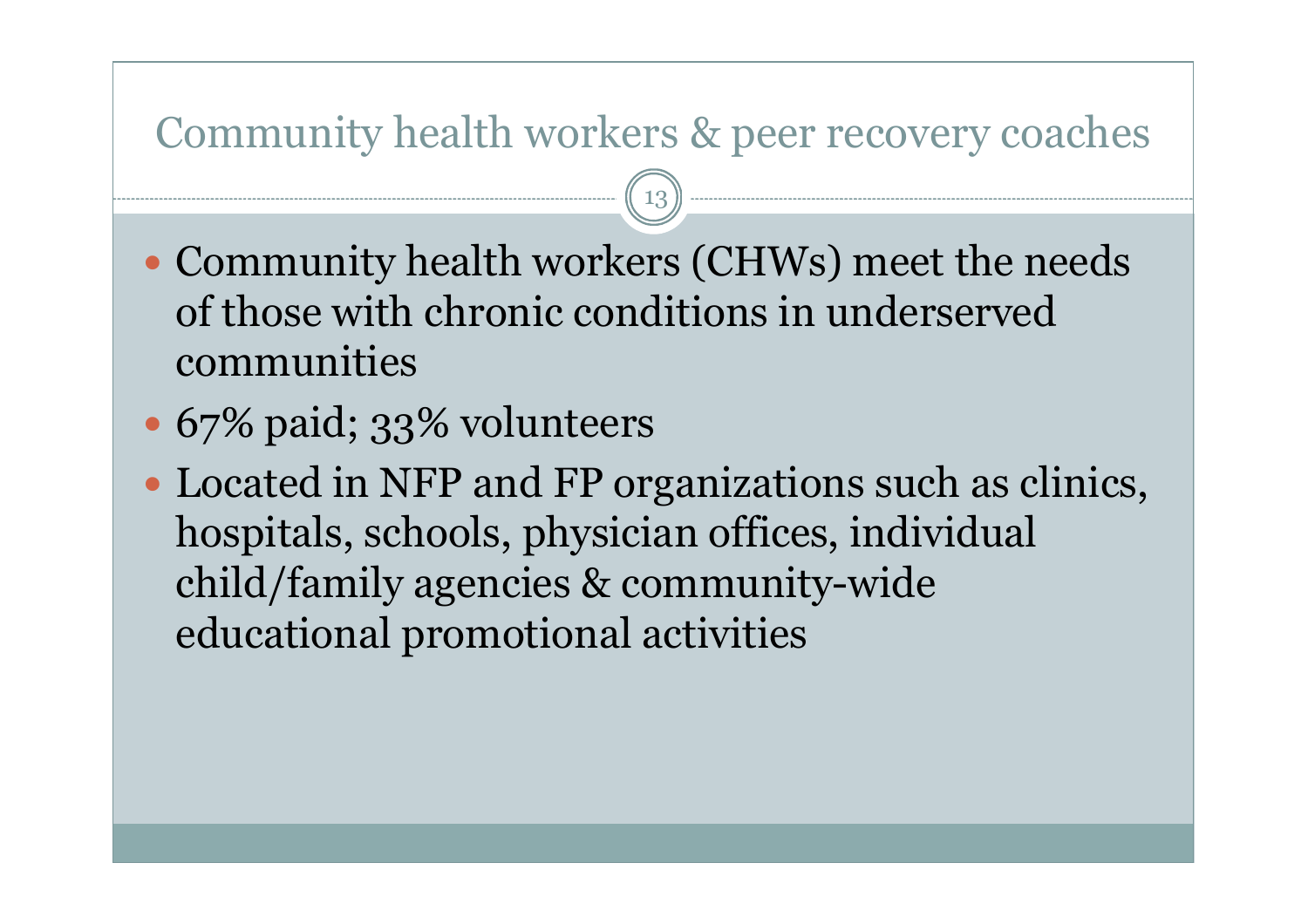# Community health workers & peer recovery coaches

- Community health workers (CHWs) meet the needs of those with chronic conditions in underserved communities
- 67% paid; 33% volunteers
- Located in NFP and FP organizations such as clinics, hospitals, schools, physician offices, individual child/family agencies & community-wide educational promotional activities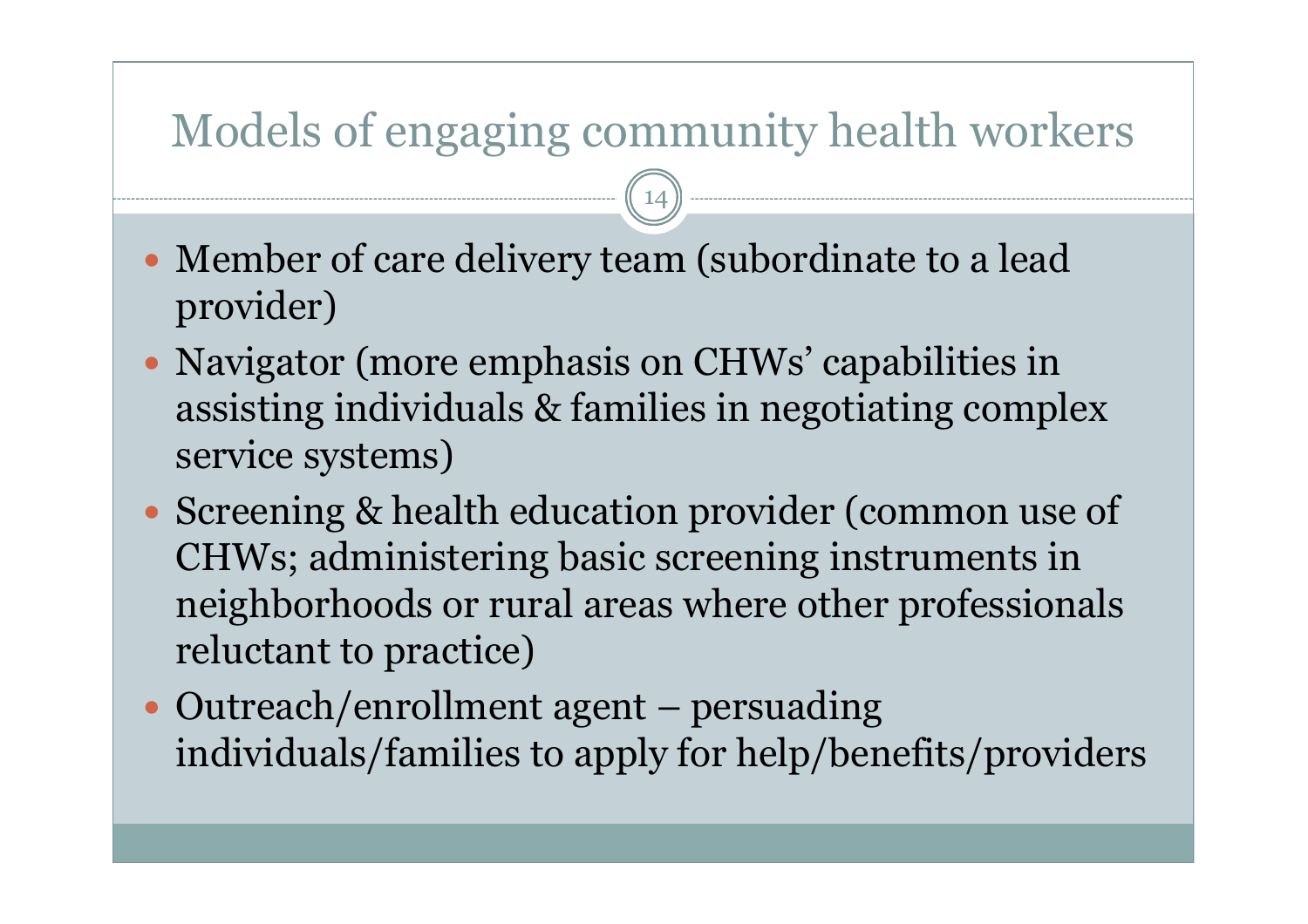# Models of engaging community health workers

- Member of care delivery team (subordinate to a lead provider)
- Navigator (more emphasis on CHWs' capabilities in assisting individuals & families in negotiating complex service systems)
- Screening & health education provider (common use of CHWs; administering basic screening instruments in neighborhoods or rural areas where other professionals reluctant to practice)
- Outreach/enrollment agent – persuading individuals/families to apply for help/benefits/providers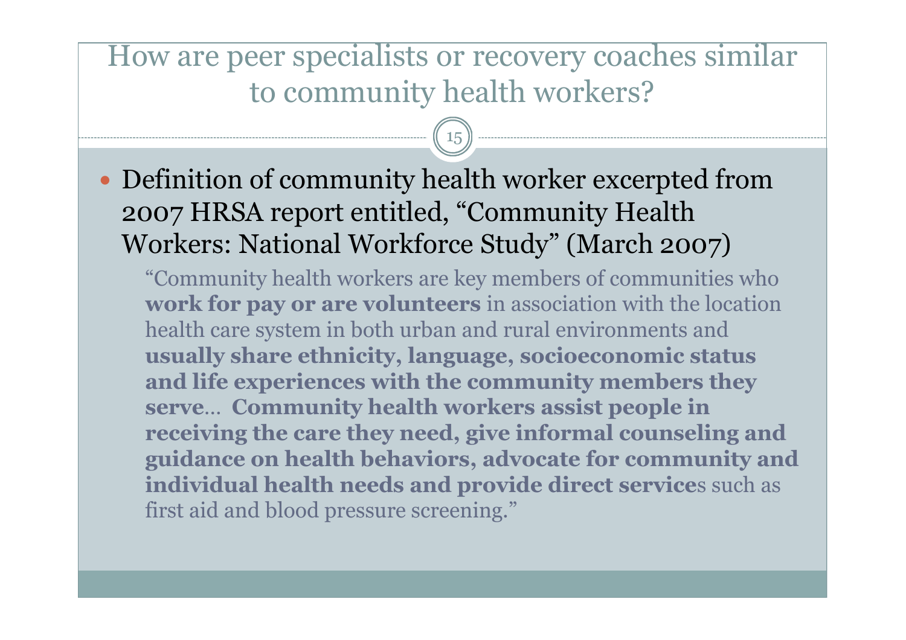# How are peer specialists or recovery coaches similar to community health workers?

- Definition of community health worker excerpted from 2007 HRSA report entitled, "Community Health Workers: National Workforce Study" (March 2007)

  "Community health workers are key members of communities who **work for pay or are volunteers** in association with the location health care system in both urban and rural environments and **usually share ethnicity, language, socioeconomic status and life experiences with the community members they serve**… **Community health workers assist people in receiving the care they need, give informal counseling and guidance on health behaviors, advocate for community and individual health needs and provide direct service**s such as first aid and blood pressure screening."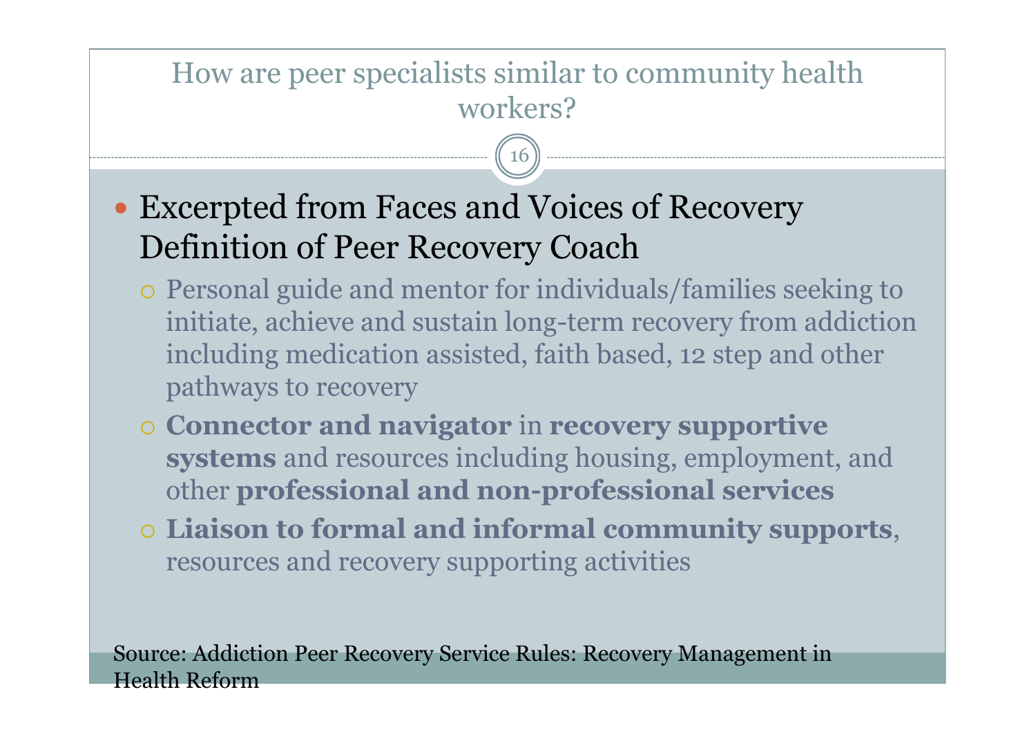# How are peer specialists similar to community health workers?

- Excerpted from Faces and Voices of Recovery Definition of Peer Recovery Coach
  - Personal guide and mentor for individuals/families seeking to initiate, achieve and sustain long-term recovery from addiction including medication assisted, faith based, 12 step and other pathways to recovery
  - **Connector and navigator** in **recovery supportive systems** and resources including housing, employment, and other **professional and non-professional services**
  - **Liaison to formal and informal community supports**, resources and recovery supporting activities

Source: Addiction Peer Recovery Service Rules: Recovery Management in Health Reform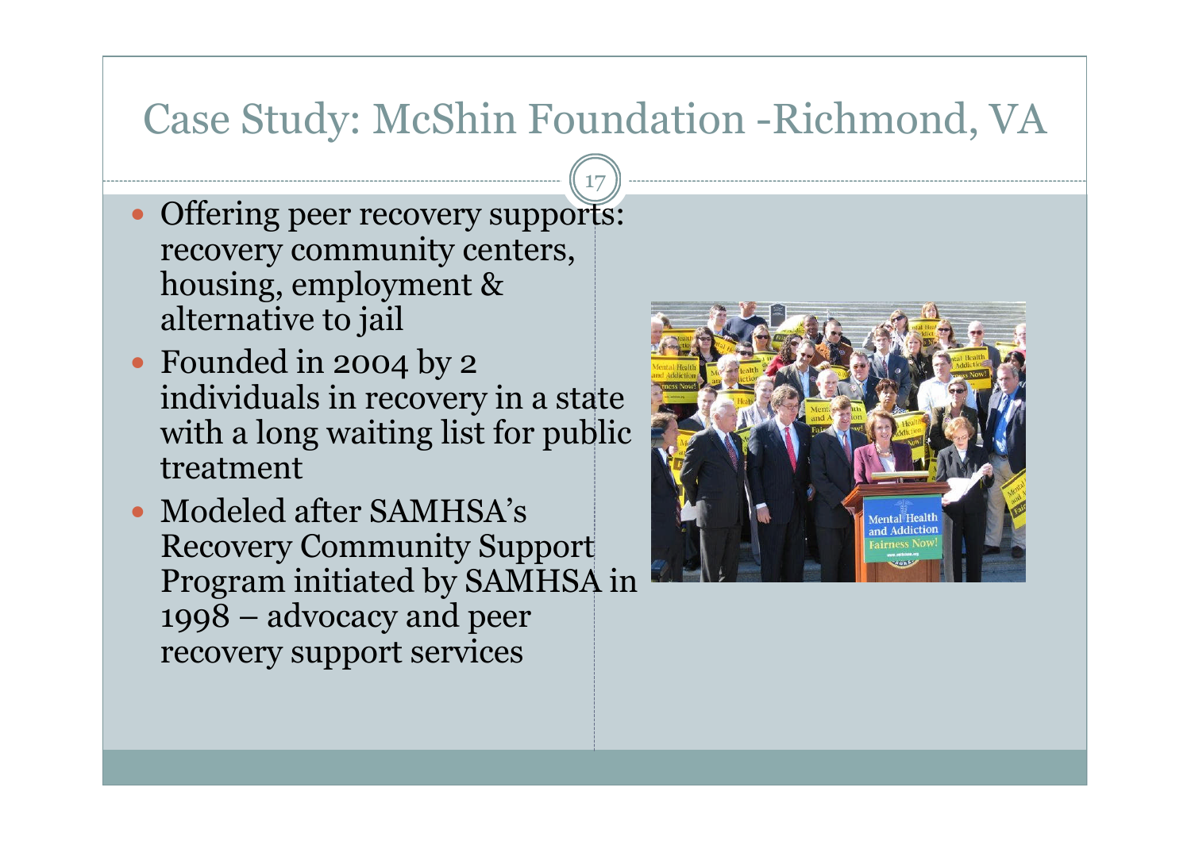# Case Study: McShin Foundation -Richmond, VA

- Offering peer recovery supports: recovery community centers, housing, employment & alternative to jail
- Founded in 2004 by 2 individuals in recovery in a state with a long waiting list for public treatment
- Modeled after SAMHSA's Recovery Community Support Program initiated by SAMHSA in 1998 – advocacy and peer recovery support services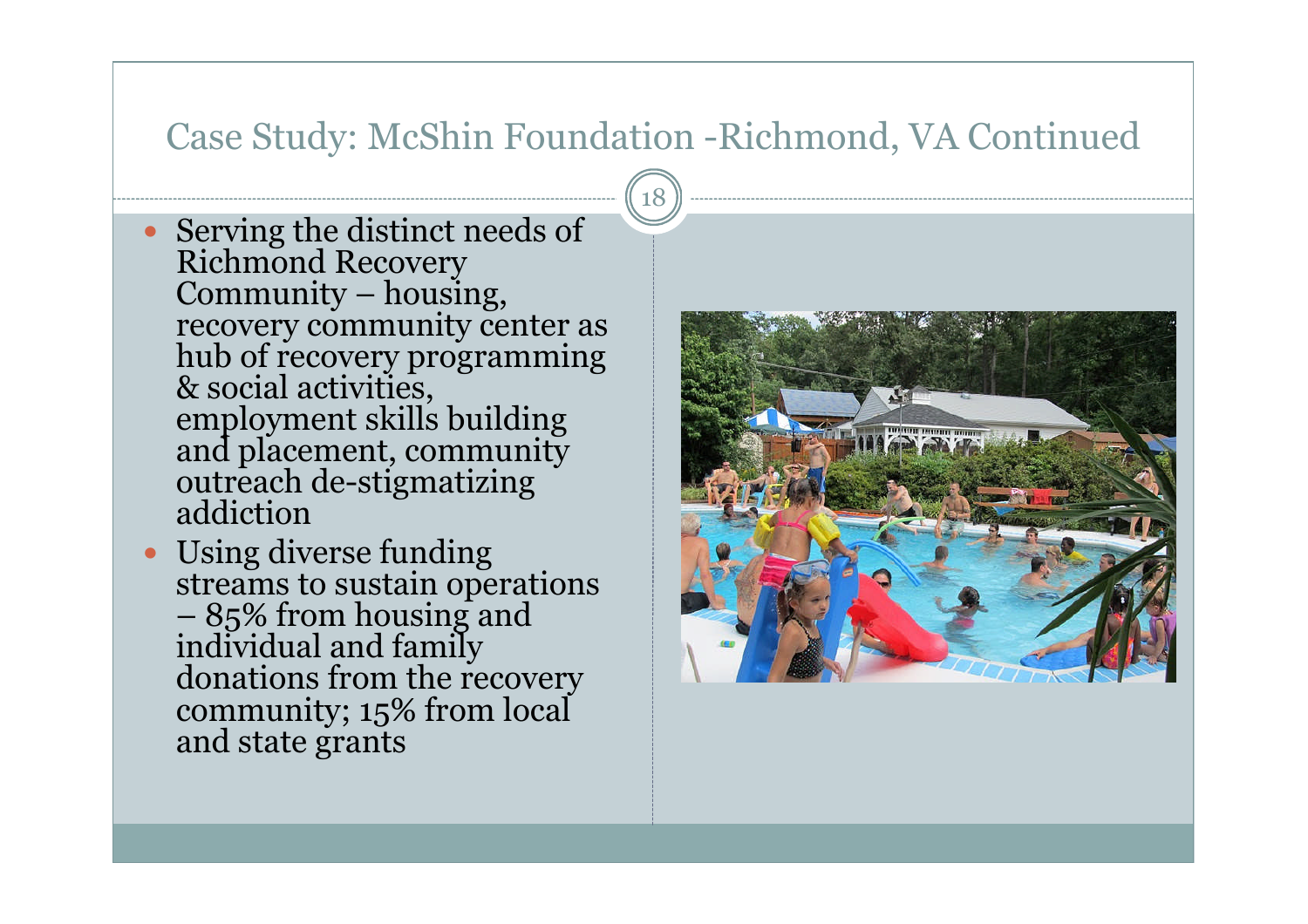## Case Study: McShin Foundation -Richmond, VA Continued

- Serving the distinct needs of Richmond Recovery Community – housing, recovery community center as hub of recovery programming & social activities, employment skills building and placement, community outreach de-stigmatizing addiction
- Using diverse funding streams to sustain operations – 85% from housing and individual and family donations from the recovery community; 15% from local and state grants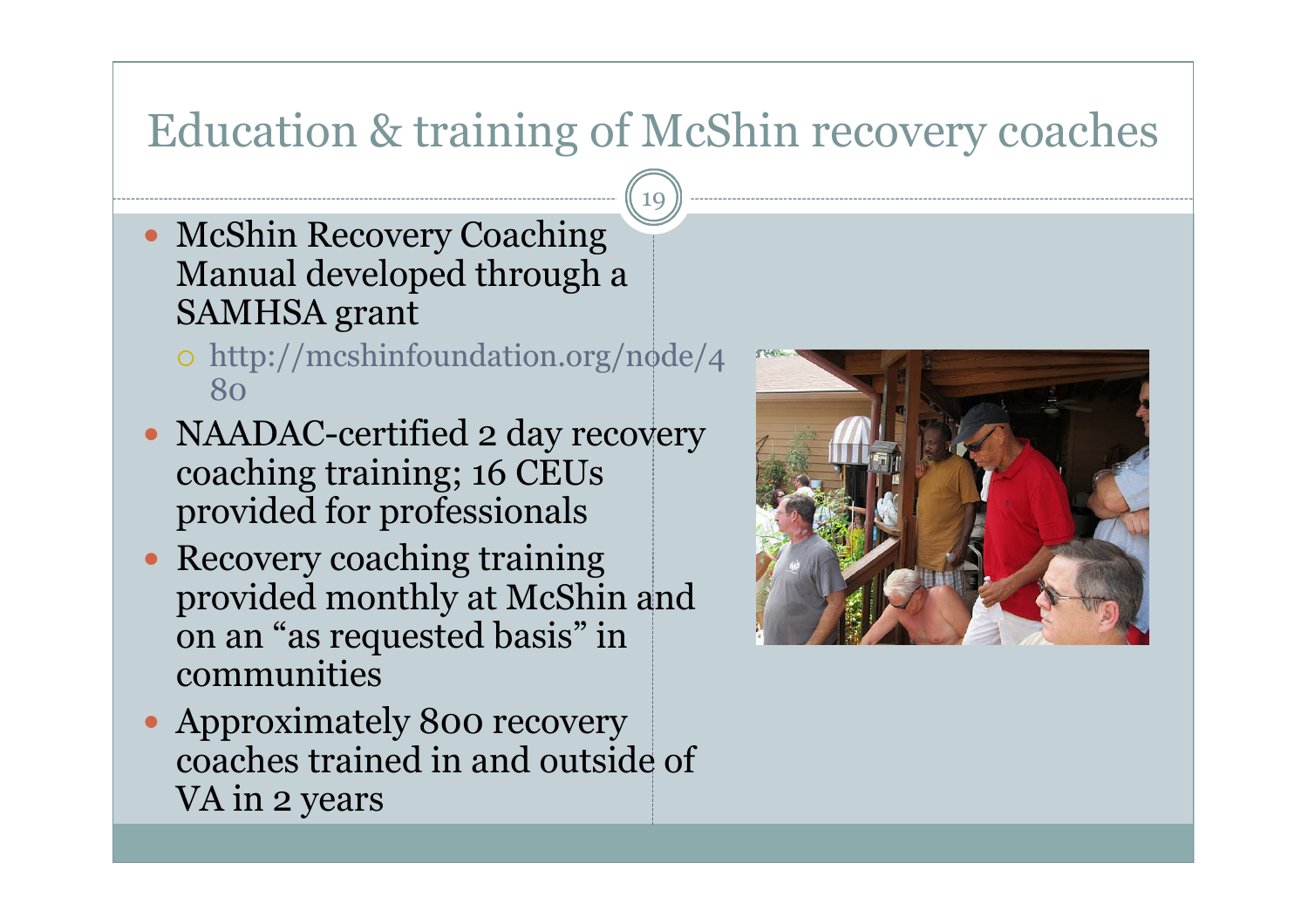# Education & training of McShin recovery coaches

- McShin Recovery Coaching Manual developed through a SAMHSA grant
  - http://mcshinfoundation.org/node/480
- NAADAC-certified 2 day recovery coaching training; 16 CEUs provided for professionals
- Recovery coaching training provided monthly at McShin and on an "as requested basis" in communities
- Approximately 800 recovery coaches trained in and outside of VA in 2 years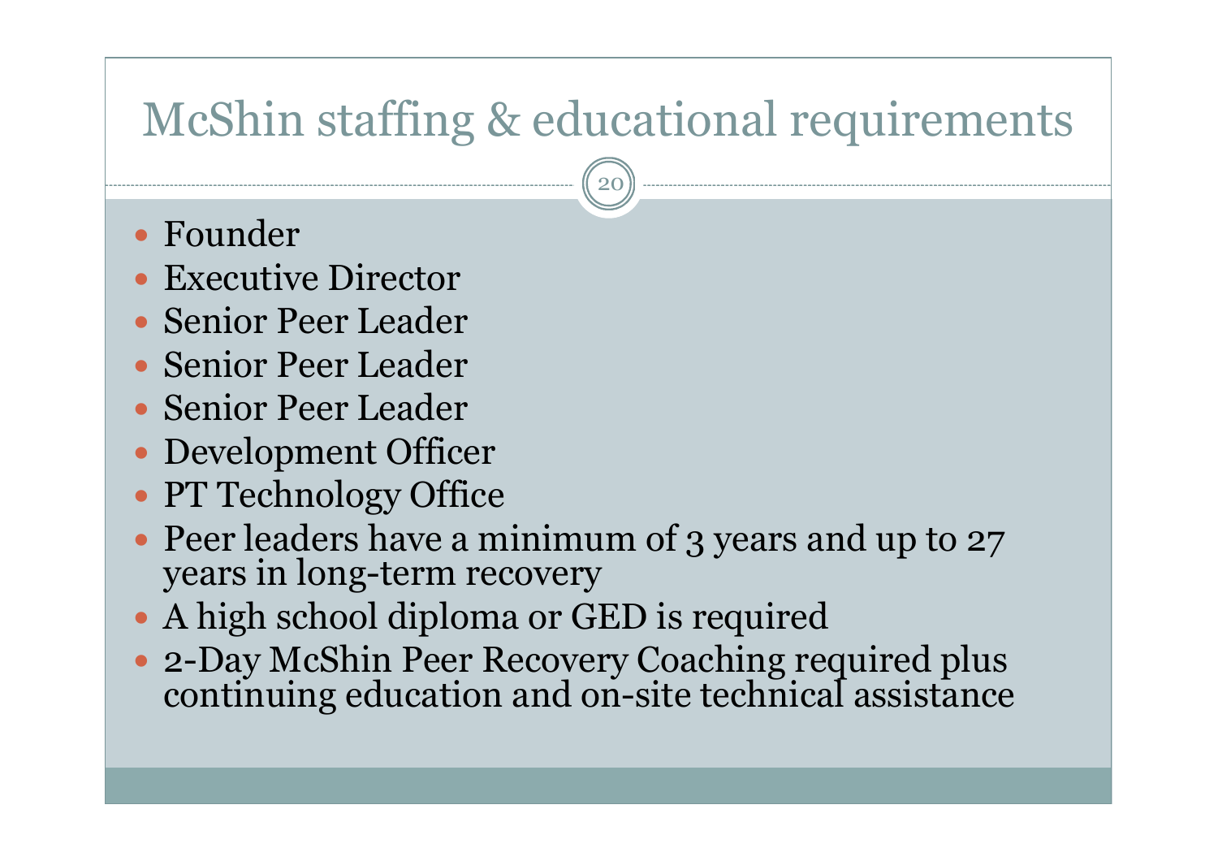# McShin staffing & educational requirements

- Founder
- Executive Director
- Senior Peer Leader
- Senior Peer Leader
- Senior Peer Leader
- Development Officer
- PT Technology Office
- Peer leaders have a minimum of 3 years and up to 27 years in long-term recovery
- A high school diploma or GED is required
- 2-Day McShin Peer Recovery Coaching required plus continuing education and on-site technical assistance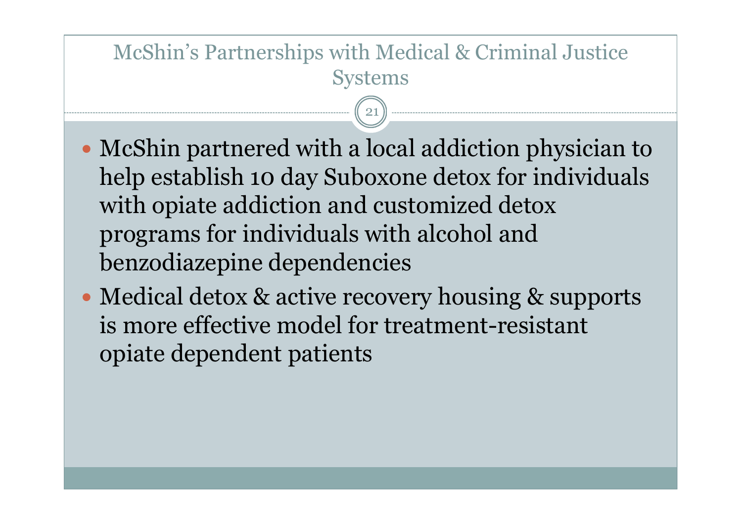# McShin's Partnerships with Medical & Criminal Justice Systems

- McShin partnered with a local addiction physician to help establish 10 day Suboxone detox for individuals with opiate addiction and customized detox programs for individuals with alcohol and benzodiazepine dependencies
- Medical detox & active recovery housing & supports is more effective model for treatment-resistant opiate dependent patients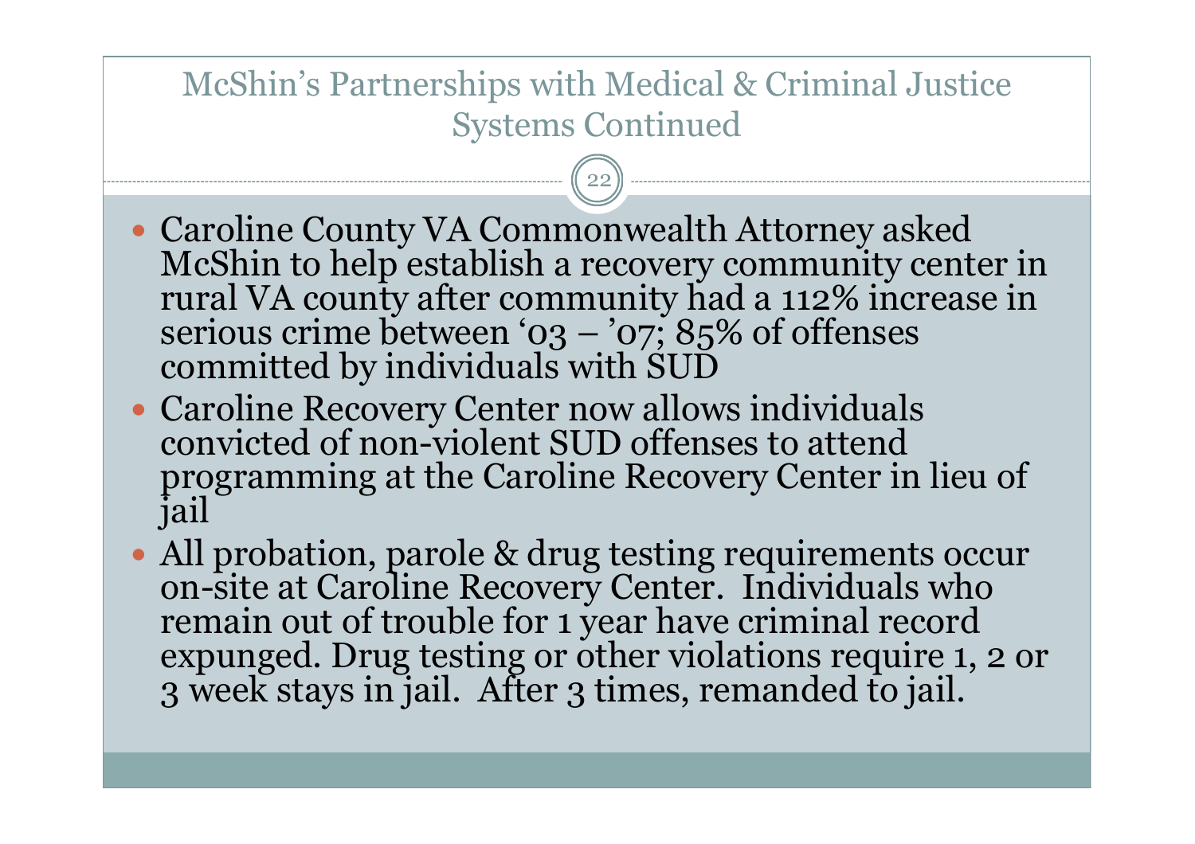## McShin's Partnerships with Medical & Criminal Justice Systems Continued

- Caroline County VA Commonwealth Attorney asked McShin to help establish a recovery community center in rural VA county after community had a 112% increase in serious crime between '03 – '07; 85% of offenses committed by individuals with SUD
- Caroline Recovery Center now allows individuals convicted of non-violent SUD offenses to attend programming at the Caroline Recovery Center in lieu of jail
- All probation, parole & drug testing requirements occur on-site at Caroline Recovery Center. Individuals who remain out of trouble for 1 year have criminal record expunged. Drug testing or other violations require 1, 2 or 3 week stays in jail. After 3 times, remanded to jail.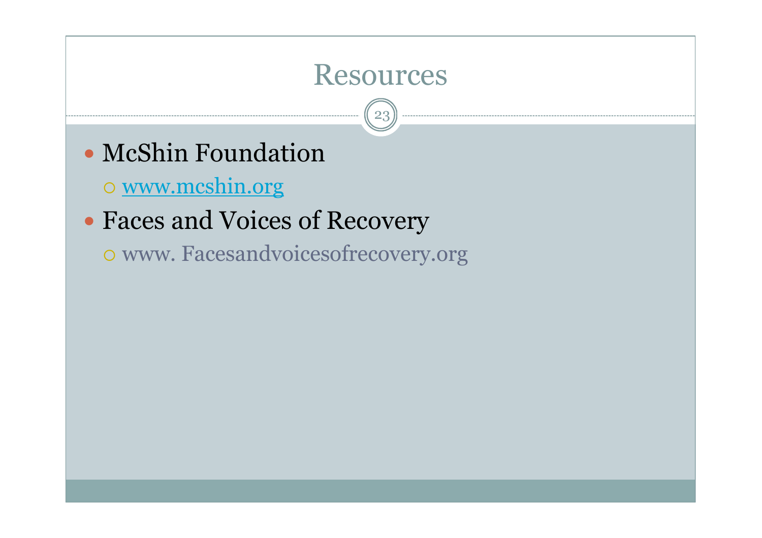# Resources

- McShin Foundation
  - www.mcshin.org
- Faces and Voices of Recovery
  - www. Facesandvoicesofrecovery.org